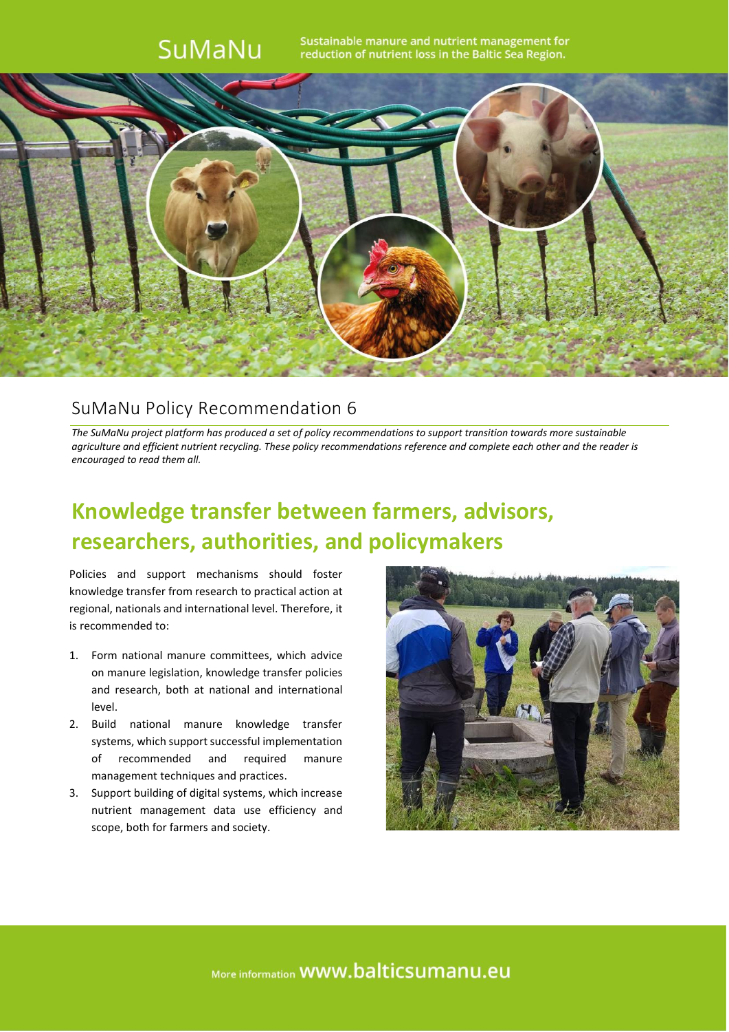SuMaNu

Sustainable manure and nutrient management for reduction of nutrient loss in the Baltic Sea Region.

## SuMaNu Policy Recommendation 6

*The SuMaNu project platform has produced a set of policy recommendations to support transition towards more sustainable agriculture and efficient nutrient recycling. These policy recommendations reference and complete each other and the reader is encouraged to read them all.*

# Knowledge transfer between farmers, advisors, researchers, authorities, and policymakers

Policies and support mechanisms should foster knowledge transfer from research to practical action at regional, nationals and international level. Therefore, it is recommended to:

1. Form national manure committees, which advice on manure legislation, knowledge transfer policies and research, both at national and international level.
2. Build national manure knowledge transfer systems, which support successful implementation of recommended and required manure management techniques and practices.
3. Support building of digital systems, which increase nutrient management data use efficiency and scope, both for farmers and society.

More information www.balticsumanu.eu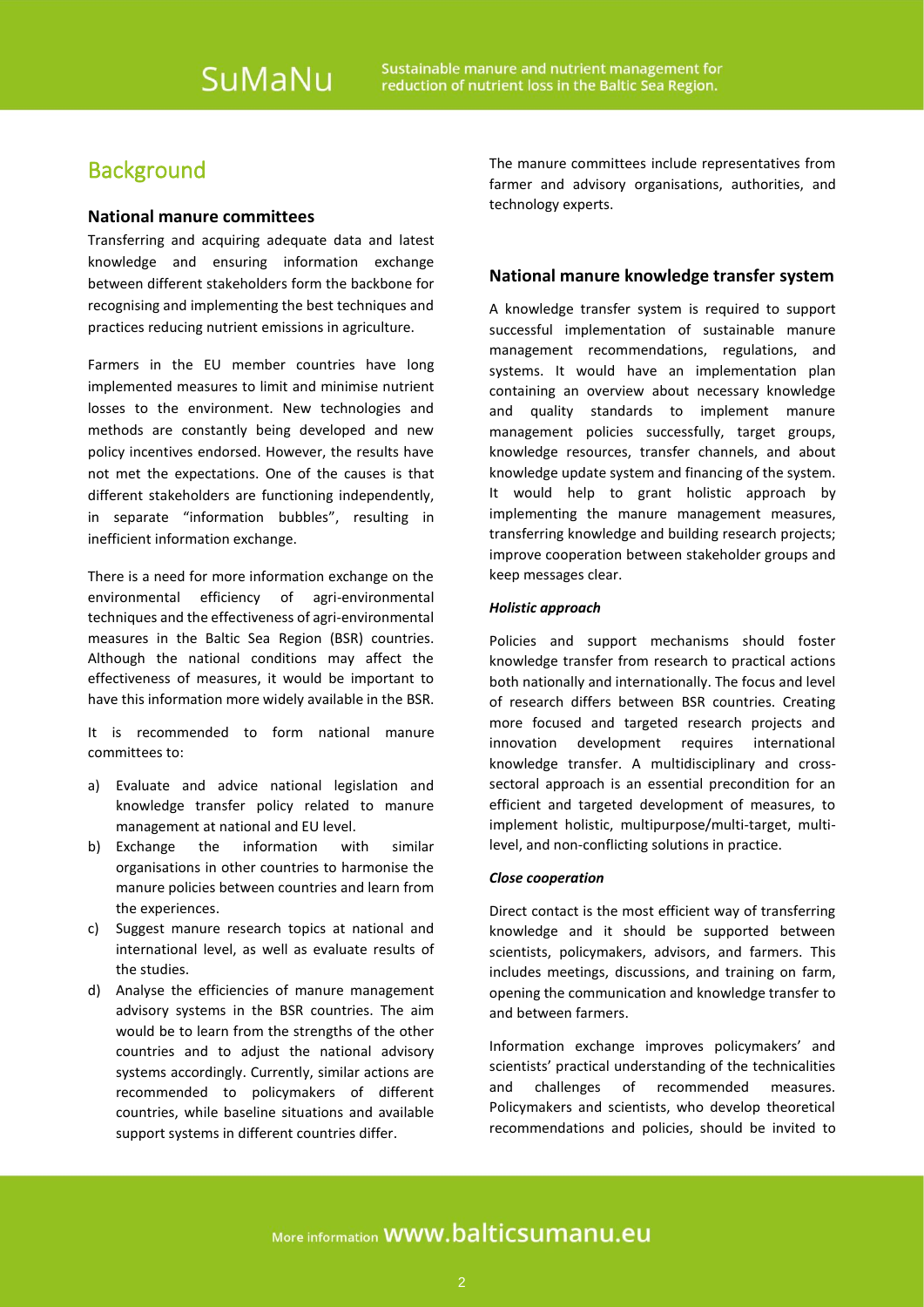## Background

### National manure committees

Transferring and acquiring adequate data and latest knowledge and ensuring information exchange between different stakeholders form the backbone for recognising and implementing the best techniques and practices reducing nutrient emissions in agriculture.

Farmers in the EU member countries have long implemented measures to limit and minimise nutrient losses to the environment. New technologies and methods are constantly being developed and new policy incentives endorsed. However, the results have not met the expectations. One of the causes is that different stakeholders are functioning independently, in separate "information bubbles", resulting in inefficient information exchange.

There is a need for more information exchange on the environmental efficiency of agri-environmental techniques and the effectiveness of agri-environmental measures in the Baltic Sea Region (BSR) countries. Although the national conditions may affect the effectiveness of measures, it would be important to have this information more widely available in the BSR.

It is recommended to form national manure committees to:

a) Evaluate and advice national legislation and knowledge transfer policy related to manure management at national and EU level.
b) Exchange the information with similar organisations in other countries to harmonise the manure policies between countries and learn from the experiences.
c) Suggest manure research topics at national and international level, as well as evaluate results of the studies.
d) Analyse the efficiencies of manure management advisory systems in the BSR countries. The aim would be to learn from the strengths of the other countries and to adjust the national advisory systems accordingly. Currently, similar actions are recommended to policymakers of different countries, while baseline situations and available support systems in different countries differ.

The manure committees include representatives from farmer and advisory organisations, authorities, and technology experts.

### National manure knowledge transfer system

A knowledge transfer system is required to support successful implementation of sustainable manure management recommendations, regulations, and systems. It would have an implementation plan containing an overview about necessary knowledge and quality standards to implement manure management policies successfully, target groups, knowledge resources, transfer channels, and about knowledge update system and financing of the system. It would help to grant holistic approach by implementing the manure management measures, transferring knowledge and building research projects; improve cooperation between stakeholder groups and keep messages clear.

#### *Holistic approach*

Policies and support mechanisms should foster knowledge transfer from research to practical actions both nationally and internationally. The focus and level of research differs between BSR countries. Creating more focused and targeted research projects and innovation development requires international knowledge transfer. A multidisciplinary and cross-sectoral approach is an essential precondition for an efficient and targeted development of measures, to implement holistic, multipurpose/multi-target, multi-level, and non-conflicting solutions in practice.

#### *Close cooperation*

Direct contact is the most efficient way of transferring knowledge and it should be supported between scientists, policymakers, advisors, and farmers. This includes meetings, discussions, and training on farm, opening the communication and knowledge transfer to and between farmers.

Information exchange improves policymakers' and scientists' practical understanding of the technicalities and challenges of recommended measures. Policymakers and scientists, who develop theoretical recommendations and policies, should be invited to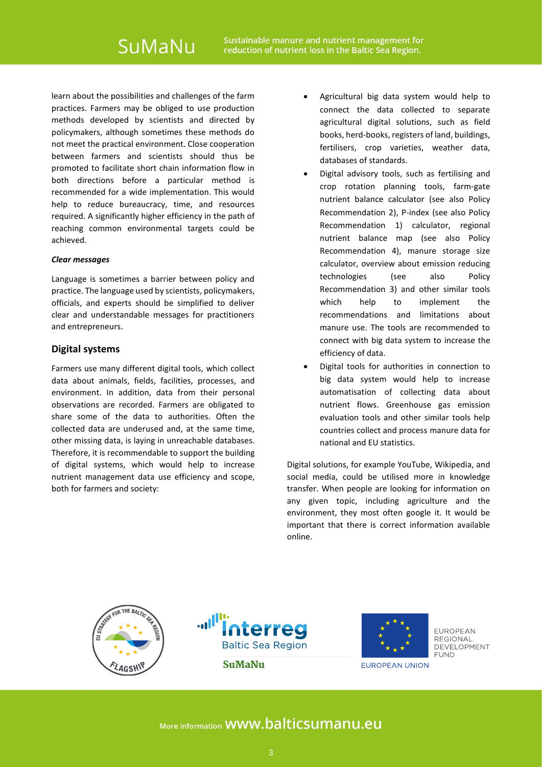learn about the possibilities and challenges of the farm practices. Farmers may be obliged to use production methods developed by scientists and directed by policymakers, although sometimes these methods do not meet the practical environment. Close cooperation between farmers and scientists should thus be promoted to facilitate short chain information flow in both directions before a particular method is recommended for a wide implementation. This would help to reduce bureaucracy, time, and resources required. A significantly higher efficiency in the path of reaching common environmental targets could be achieved.

***Clear messages***

Language is sometimes a barrier between policy and practice. The language used by scientists, policymakers, officials, and experts should be simplified to deliver clear and understandable messages for practitioners and entrepreneurs.

### Digital systems

Farmers use many different digital tools, which collect data about animals, fields, facilities, processes, and environment. In addition, data from their personal observations are recorded. Farmers are obligated to share some of the data to authorities. Often the collected data are underused and, at the same time, other missing data, is laying in unreachable databases. Therefore, it is recommendable to support the building of digital systems, which would help to increase nutrient management data use efficiency and scope, both for farmers and society:

- Agricultural big data system would help to connect the data collected to separate agricultural digital solutions, such as field books, herd-books, registers of land, buildings, fertilisers, crop varieties, weather data, databases of standards.
- Digital advisory tools, such as fertilising and crop rotation planning tools, farm-gate nutrient balance calculator (see also Policy Recommendation 2), P-index (see also Policy Recommendation 1) calculator, regional nutrient balance map (see also Policy Recommendation 4), manure storage size calculator, overview about emission reducing technologies (see also Policy Recommendation 3) and other similar tools which help to implement the recommendations and limitations about manure use. The tools are recommended to connect with big data system to increase the efficiency of data.
- Digital tools for authorities in connection to big data system would help to increase automatisation of collecting data about nutrient flows. Greenhouse gas emission evaluation tools and other similar tools help countries collect and process manure data for national and EU statistics.

Digital solutions, for example YouTube, Wikipedia, and social media, could be utilised more in knowledge transfer. When people are looking for information on any given topic, including agriculture and the environment, they most often google it. It would be important that there is correct information available online.

EU STRATEGY FOR THE BALTIC SEA REGION FLAGSHIP

Interreg Baltic Sea Region SuMaNu

EUROPEAN UNION EUROPEAN REGIONAL DEVELOPMENT FUND

More information www.balticsumanu.eu